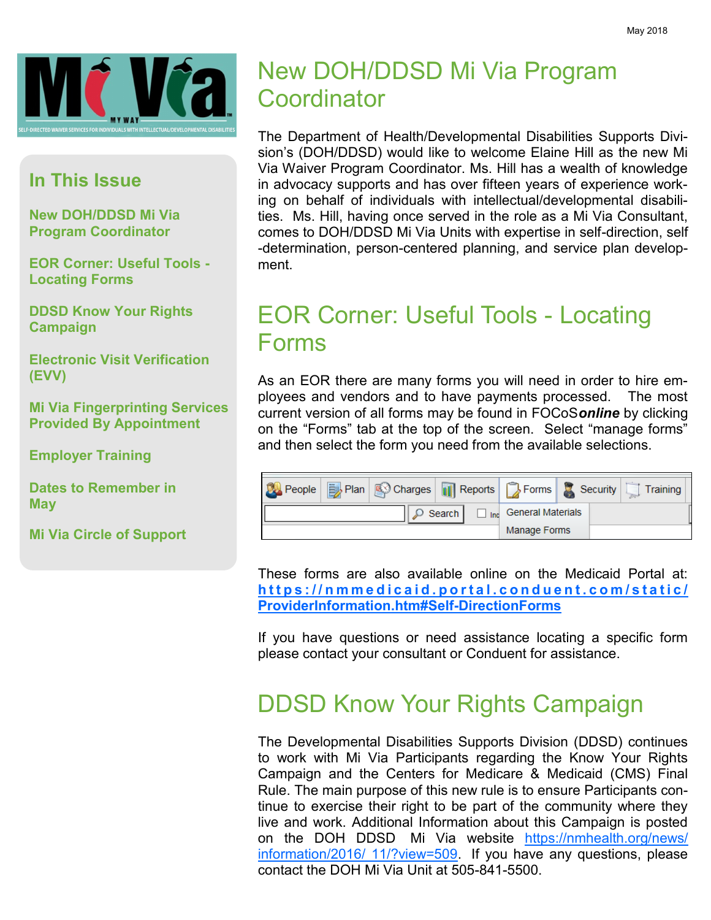May 2018

## In This Issue

- New DOH/DDSD Mi Via Program Coordinator
- EOR Corner: Useful Tools - Locating Forms
- DDSD Know Your Rights Campaign
- Electronic Visit Verification (EVV)
- Mi Via Fingerprinting Services Provided By Appointment
- Employer Training
- Dates to Remember in May
- Mi Via Circle of Support

# New DOH/DDSD Mi Via Program Coordinator

The Department of Health/Developmental Disabilities Supports Division's (DOH/DDSD) would like to welcome Elaine Hill as the new Mi Via Waiver Program Coordinator. Ms. Hill has a wealth of knowledge in advocacy supports and has over fifteen years of experience working on behalf of individuals with intellectual/developmental disabilities. Ms. Hill, having once served in the role as a Mi Via Consultant, comes to DOH/DDSD Mi Via Units with expertise in self-direction, self-determination, person-centered planning, and service plan development.

# EOR Corner: Useful Tools - Locating Forms

As an EOR there are many forms you will need in order to hire employees and vendors and to have payments processed. The most current version of all forms may be found in FOCoS***online*** by clicking on the "Forms" tab at the top of the screen. Select "manage forms" and then select the form you need from the available selections.

These forms are also available online on the Medicaid Portal at: **https://nmmedicaid.portal.conduent.com/static/ProviderInformation.htm#Self-DirectionForms**

If you have questions or need assistance locating a specific form please contact your consultant or Conduent for assistance.

# DDSD Know Your Rights Campaign

The Developmental Disabilities Supports Division (DDSD) continues to work with Mi Via Participants regarding the Know Your Rights Campaign and the Centers for Medicare & Medicaid (CMS) Final Rule. The main purpose of this new rule is to ensure Participants continue to exercise their right to be part of the community where they live and work. Additional Information about this Campaign is posted on the DOH DDSD Mi Via website https://nmhealth.org/news/information/2016/ 11/?view=509. If you have any questions, please contact the DOH Mi Via Unit at 505-841-5500.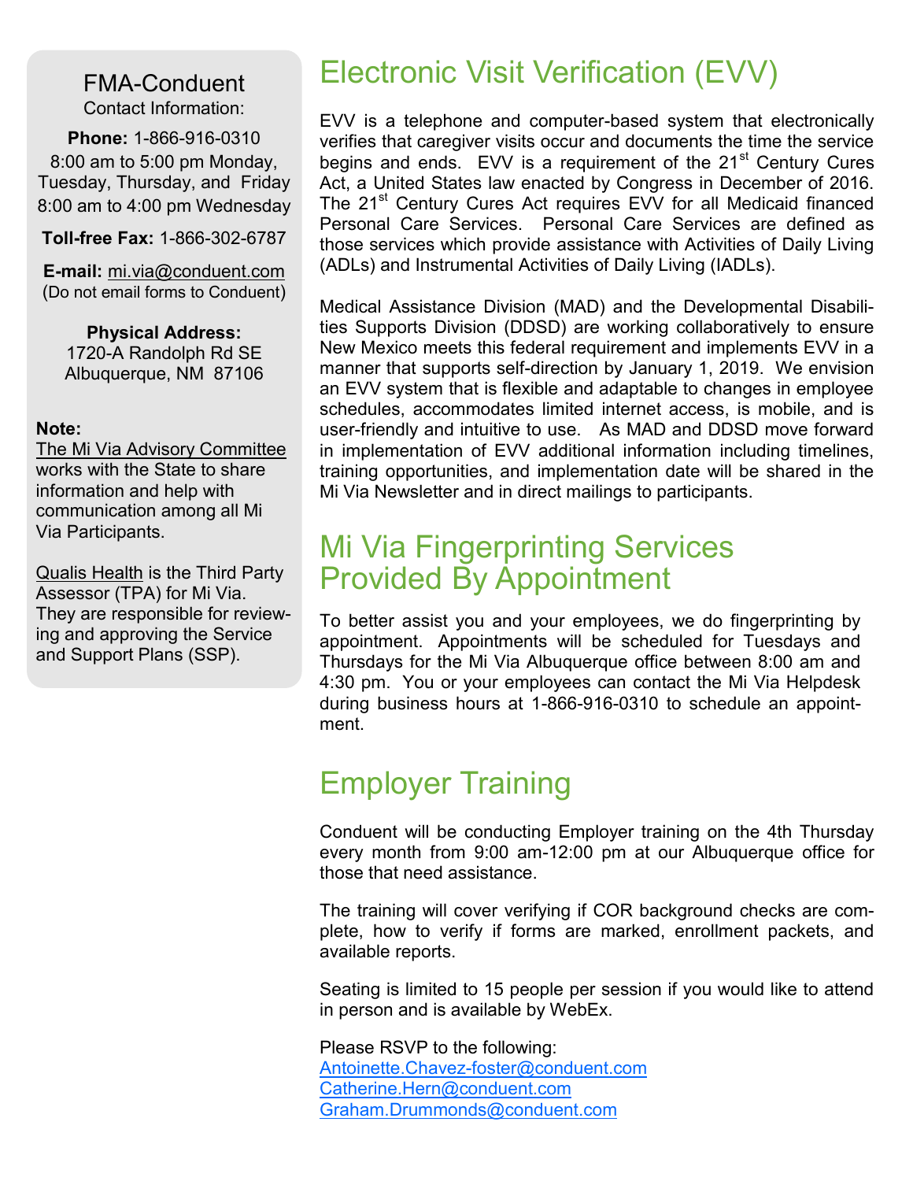FMA-Conduent

Contact Information:

**Phone:** 1-866-916-0310
8:00 am to 5:00 pm Monday, Tuesday, Thursday, and Friday
8:00 am to 4:00 pm Wednesday

**Toll-free Fax:** 1-866-302-6787

**E-mail:** mi.via@conduent.com
(Do not email forms to Conduent)

**Physical Address:**
1720-A Randolph Rd SE
Albuquerque, NM 87106

**Note:**

The Mi Via Advisory Committee works with the State to share information and help with communication among all Mi Via Participants.

Qualis Health is the Third Party Assessor (TPA) for Mi Via. They are responsible for reviewing and approving the Service and Support Plans (SSP).

# Electronic Visit Verification (EVV)

EVV is a telephone and computer-based system that electronically verifies that caregiver visits occur and documents the time the service begins and ends. EVV is a requirement of the 21st Century Cures Act, a United States law enacted by Congress in December of 2016. The 21st Century Cures Act requires EVV for all Medicaid financed Personal Care Services. Personal Care Services are defined as those services which provide assistance with Activities of Daily Living (ADLs) and Instrumental Activities of Daily Living (IADLs).

Medical Assistance Division (MAD) and the Developmental Disabilities Supports Division (DDSD) are working collaboratively to ensure New Mexico meets this federal requirement and implements EVV in a manner that supports self-direction by January 1, 2019. We envision an EVV system that is flexible and adaptable to changes in employee schedules, accommodates limited internet access, is mobile, and is user-friendly and intuitive to use. As MAD and DDSD move forward in implementation of EVV additional information including timelines, training opportunities, and implementation date will be shared in the Mi Via Newsletter and in direct mailings to participants.

# Mi Via Fingerprinting Services Provided By Appointment

To better assist you and your employees, we do fingerprinting by appointment. Appointments will be scheduled for Tuesdays and Thursdays for the Mi Via Albuquerque office between 8:00 am and 4:30 pm. You or your employees can contact the Mi Via Helpdesk during business hours at 1-866-916-0310 to schedule an appointment.

# Employer Training

Conduent will be conducting Employer training on the 4th Thursday every month from 9:00 am-12:00 pm at our Albuquerque office for those that need assistance.

The training will cover verifying if COR background checks are complete, how to verify if forms are marked, enrollment packets, and available reports.

Seating is limited to 15 people per session if you would like to attend in person and is available by WebEx.

Please RSVP to the following:
Antoinette.Chavez-foster@conduent.com
Catherine.Hern@conduent.com
Graham.Drummonds@conduent.com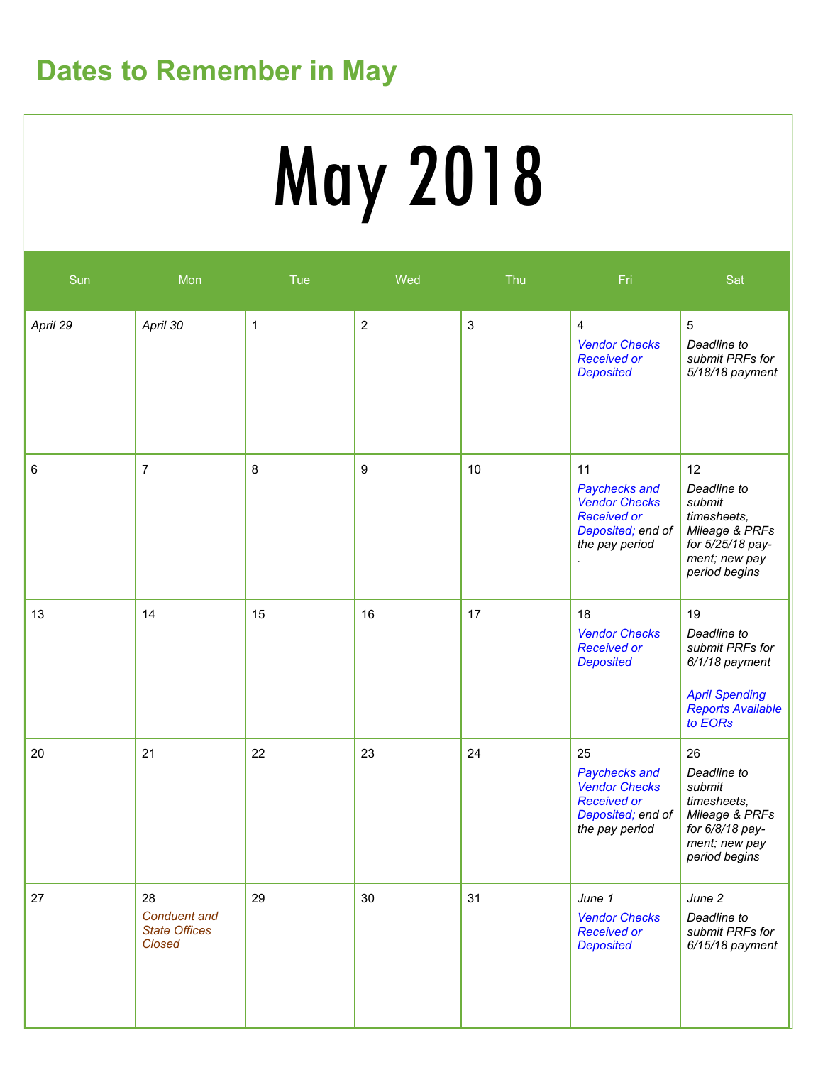## Dates to Remember in May

# May 2018

| Sun | Mon | Tue | Wed | Thu | Fri | Sat |
| --- | --- | --- | --- | --- | --- | --- |
| *April 29* | *April 30* | 1 | 2 | 3 | 4 *Vendor Checks Received or Deposited* | 5 *Deadline to submit PRFs for 5/18/18 payment* |
| 6 | 7 | 8 | 9 | 10 | 11 *Paychecks and Vendor Checks Received or Deposited; end of the pay period* . | 12 *Deadline to submit timesheets, Mileage & PRFs for 5/25/18 pay-ment; new pay period begins* |
| 13 | 14 | 15 | 16 | 17 | 18 *Vendor Checks Received or Deposited* | 19 *Deadline to submit PRFs for 6/1/18 payment* *April Spending Reports Available to EORs* |
| 20 | 21 | 22 | 23 | 24 | 25 *Paychecks and Vendor Checks Received or Deposited; end of the pay period* | 26 *Deadline to submit timesheets, Mileage & PRFs for 6/8/18 pay-ment; new pay period begins* |
| 27 | 28 *Conduent and State Offices Closed* | 29 | 30 | 31 | *June 1* *Vendor Checks Received or Deposited* | *June 2* *Deadline to submit PRFs for 6/15/18 payment* |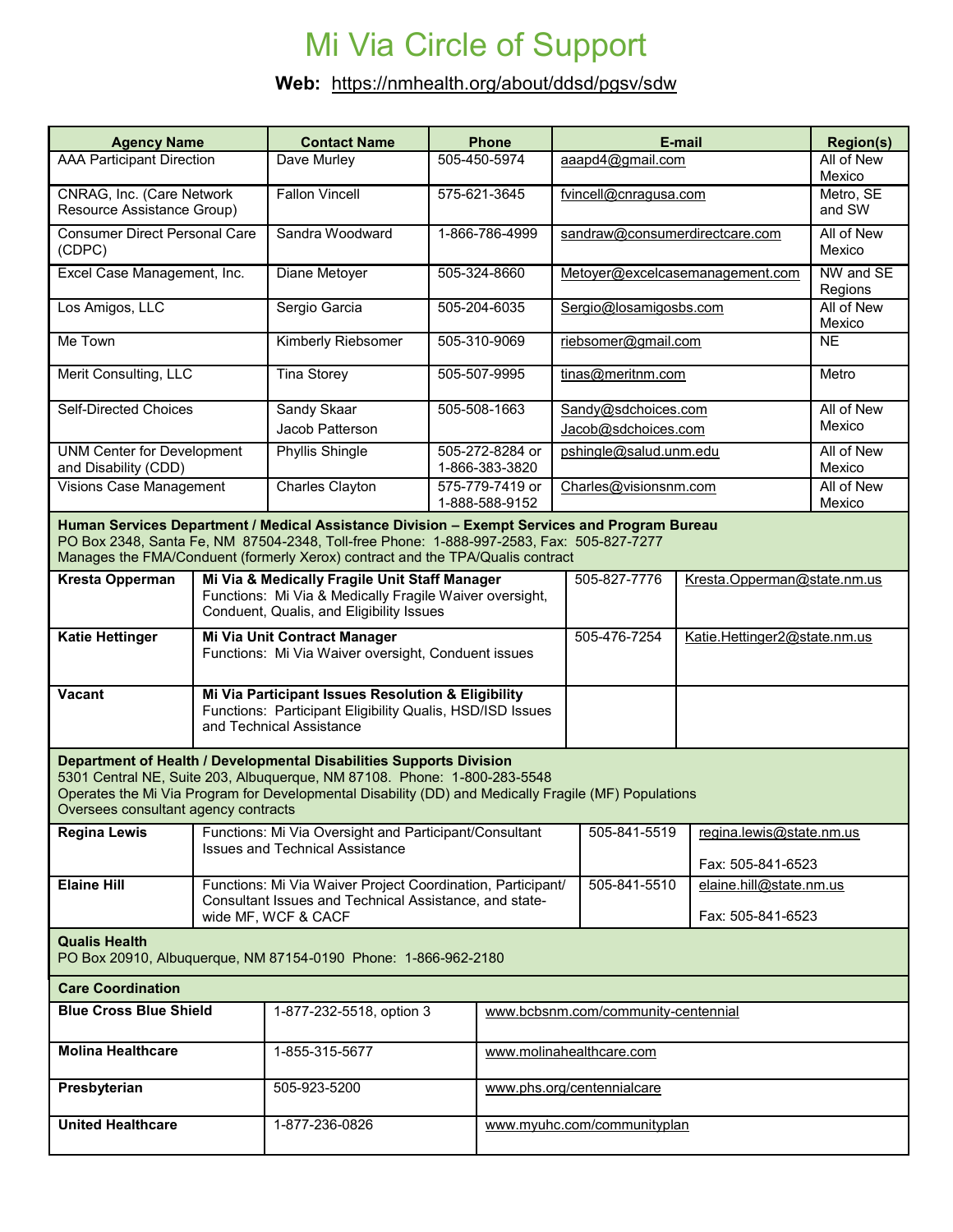# Mi Via Circle of Support

**Web:** https://nmhealth.org/about/ddsd/pgsv/sdw

| Agency Name | Contact Name | Phone | E-mail | Region(s) |
|---|---|---|---|---|
| AAA Participant Direction | Dave Murley | 505-450-5974 | aaapd4@gmail.com | All of New Mexico |
| CNRAG, Inc. (Care Network Resource Assistance Group) | Fallon Vincell | 575-621-3645 | fvincell@cnragusa.com | Metro, SE and SW |
| Consumer Direct Personal Care (CDPC) | Sandra Woodward | 1-866-786-4999 | sandraw@consumerdirectcare.com | All of New Mexico |
| Excel Case Management, Inc. | Diane Metoyer | 505-324-8660 | Metoyer@excelcasemanagement.com | NW and SE Regions |
| Los Amigos, LLC | Sergio Garcia | 505-204-6035 | Sergio@losamigosbs.com | All of New Mexico |
| Me Town | Kimberly Riebsomer | 505-310-9069 | riebsomer@gmail.com | NE |
| Merit Consulting, LLC | Tina Storey | 505-507-9995 | tinas@meritnm.com | Metro |
| Self-Directed Choices | Sandy Skaar<br>Jacob Patterson | 505-508-1663 | Sandy@sdchoices.com<br>Jacob@sdchoices.com | All of New Mexico |
| UNM Center for Development and Disability (CDD) | Phyllis Shingle | 505-272-8284 or 1-866-383-3820 | pshingle@salud.unm.edu | All of New Mexico |
| Visions Case Management | Charles Clayton | 575-779-7419 or 1-888-588-9152 | Charles@visionsnm.com | All of New Mexico |

**Human Services Department / Medical Assistance Division – Exempt Services and Program Bureau**
PO Box 2348, Santa Fe, NM 87504-2348, Toll-free Phone: 1-888-997-2583, Fax: 505-827-7277
Manages the FMA/Conduent (formerly Xerox) contract and the TPA/Qualis contract

| | | | |
|---|---|---|---|
| **Kresta Opperman** | **Mi Via & Medically Fragile Unit Staff Manager**<br>Functions: Mi Via & Medically Fragile Waiver oversight, Conduent, Qualis, and Eligibility Issues | 505-827-7776 | Kresta.Opperman@state.nm.us |
| **Katie Hettinger** | **Mi Via Unit Contract Manager**<br>Functions: Mi Via Waiver oversight, Conduent issues | 505-476-7254 | Katie.Hettinger2@state.nm.us |
| **Vacant** | **Mi Via Participant Issues Resolution & Eligibility**<br>Functions: Participant Eligibility Qualis, HSD/ISD Issues and Technical Assistance | | |

**Department of Health / Developmental Disabilities Supports Division**
5301 Central NE, Suite 203, Albuquerque, NM 87108. Phone: 1-800-283-5548
Operates the Mi Via Program for Developmental Disability (DD) and Medically Fragile (MF) Populations
Oversees consultant agency contracts

| | | | |
|---|---|---|---|
| **Regina Lewis** | Functions: Mi Via Oversight and Participant/Consultant Issues and Technical Assistance | 505-841-5519 | regina.lewis@state.nm.us<br>Fax: 505-841-6523 |
| **Elaine Hill** | Functions: Mi Via Waiver Project Coordination, Participant/ Consultant Issues and Technical Assistance, and state-wide MF, WCF & CACF | 505-841-5510 | elaine.hill@state.nm.us<br>Fax: 505-841-6523 |

**Qualis Health**
PO Box 20910, Albuquerque, NM 87154-0190 Phone: 1-866-962-2180

**Care Coordination**

| | | |
|---|---|---|
| **Blue Cross Blue Shield** | 1-877-232-5518, option 3 | www.bcbsnm.com/community-centennial |
| **Molina Healthcare** | 1-855-315-5677 | www.molinahealthcare.com |
| **Presbyterian** | 505-923-5200 | www.phs.org/centennialcare |
| **United Healthcare** | 1-877-236-0826 | www.myuhc.com/communityplan |